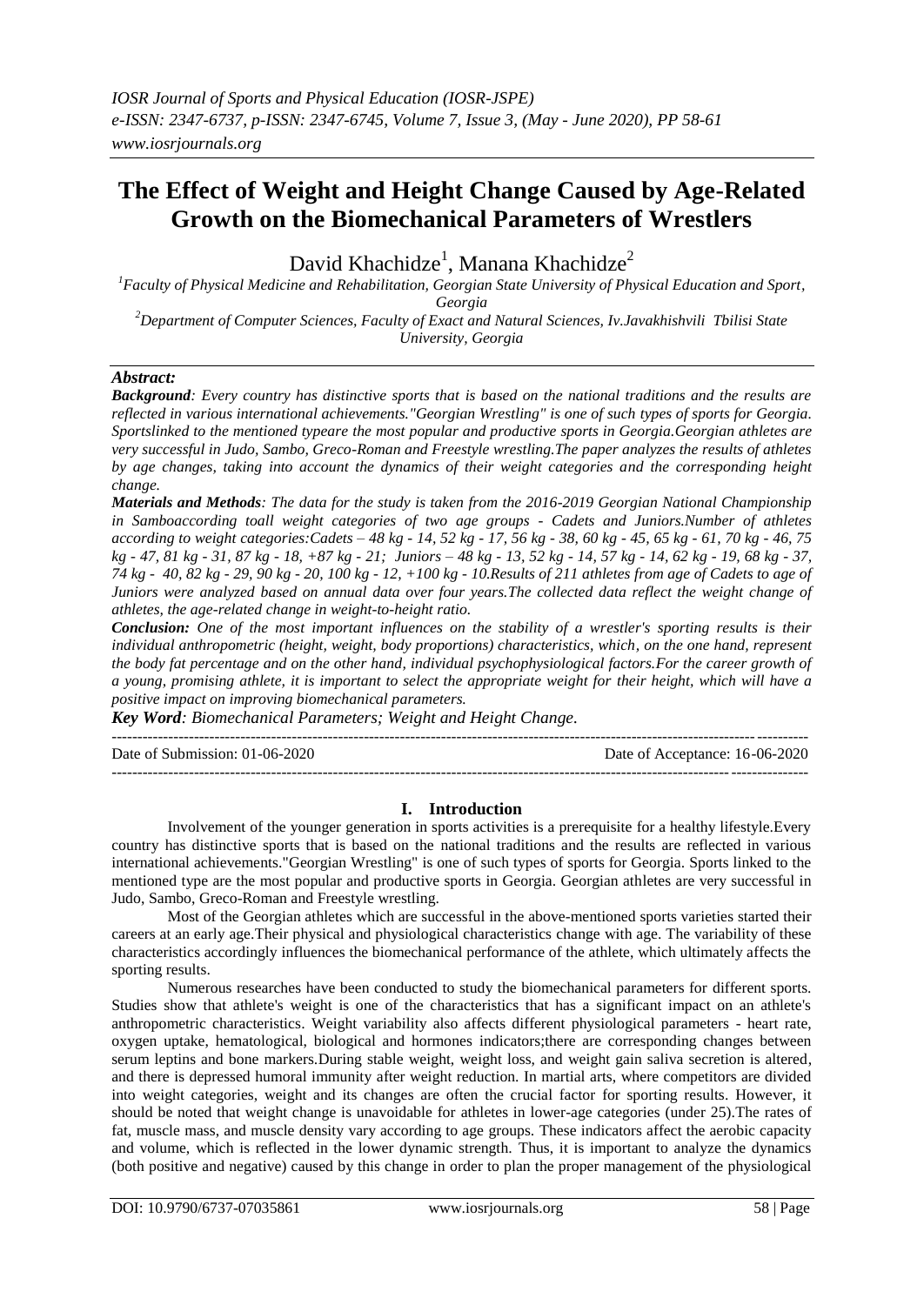# The Effect of Weight and Height Change Caused by Age-Related Growth on the Biomechanical Parameters of Wrestlers

David Khachidze[1], Manana Khachidze[2]

[1]*Faculty of Physical Medicine and Rehabilitation, Georgian State University of Physical Education and Sport, Georgia*

[2]*Department of Computer Sciences, Faculty of Exact and Natural Sciences, Iv.Javakhishvili Tbilisi State University, Georgia*

***Abstract:***

***Background**: Every country has distinctive sports that is based on the national traditions and the results are reflected in various international achievements."Georgian Wrestling" is one of such types of sports for Georgia. Sportslinked to the mentioned typeare the most popular and productive sports in Georgia.Georgian athletes are very successful in Judo, Sambo, Greco-Roman and Freestyle wrestling.The paper analyzes the results of athletes by age changes, taking into account the dynamics of their weight categories and the corresponding height change.*

***Materials and Methods**: The data for the study is taken from the 2016-2019 Georgian National Championship in Samboaccording toall weight categories of two age groups - Cadets and Juniors.Number of athletes according to weight categories:Cadets – 48 kg - 14, 52 kg - 17, 56 kg - 38, 60 kg - 45, 65 kg - 61, 70 kg - 46, 75 kg - 47, 81 kg - 31, 87 kg - 18, +87 kg - 21; Juniors – 48 kg - 13, 52 kg - 14, 57 kg - 14, 62 kg - 19, 68 kg - 37, 74 kg - 40, 82 kg - 29, 90 kg - 20, 100 kg - 12, +100 kg - 10.Results of 211 athletes from age of Cadets to age of Juniors were analyzed based on annual data over four years.The collected data reflect the weight change of athletes, the age-related change in weight-to-height ratio.*

***Conclusion:** One of the most important influences on the stability of a wrestler's sporting results is their individual anthropometric (height, weight, body proportions) characteristics, which, on the one hand, represent the body fat percentage and on the other hand, individual psychophysiological factors.For the career growth of a young, promising athlete, it is important to select the appropriate weight for their height, which will have a positive impact on improving biomechanical parameters.*

***Key Word**: Biomechanical Parameters; Weight and Height Change.*

Date of Submission: 01-06-2020 Date of Acceptance: 16-06-2020

## I. Introduction

Involvement of the younger generation in sports activities is a prerequisite for a healthy lifestyle.Every country has distinctive sports that is based on the national traditions and the results are reflected in various international achievements."Georgian Wrestling" is one of such types of sports for Georgia. Sports linked to the mentioned type are the most popular and productive sports in Georgia. Georgian athletes are very successful in Judo, Sambo, Greco-Roman and Freestyle wrestling.

Most of the Georgian athletes which are successful in the above-mentioned sports varieties started their careers at an early age.Their physical and physiological characteristics change with age. The variability of these characteristics accordingly influences the biomechanical performance of the athlete, which ultimately affects the sporting results.

Numerous researches have been conducted to study the biomechanical parameters for different sports. Studies show that athlete's weight is one of the characteristics that has a significant impact on an athlete's anthropometric characteristics. Weight variability also affects different physiological parameters - heart rate, oxygen uptake, hematological, biological and hormones indicators;there are corresponding changes between serum leptins and bone markers.During stable weight, weight loss, and weight gain saliva secretion is altered, and there is depressed humoral immunity after weight reduction. In martial arts, where competitors are divided into weight categories, weight and its changes are often the crucial factor for sporting results. However, it should be noted that weight change is unavoidable for athletes in lower-age categories (under 25).The rates of fat, muscle mass, and muscle density vary according to age groups. These indicators affect the aerobic capacity and volume, which is reflected in the lower dynamic strength. Thus, it is important to analyze the dynamics (both positive and negative) caused by this change in order to plan the proper management of the physiological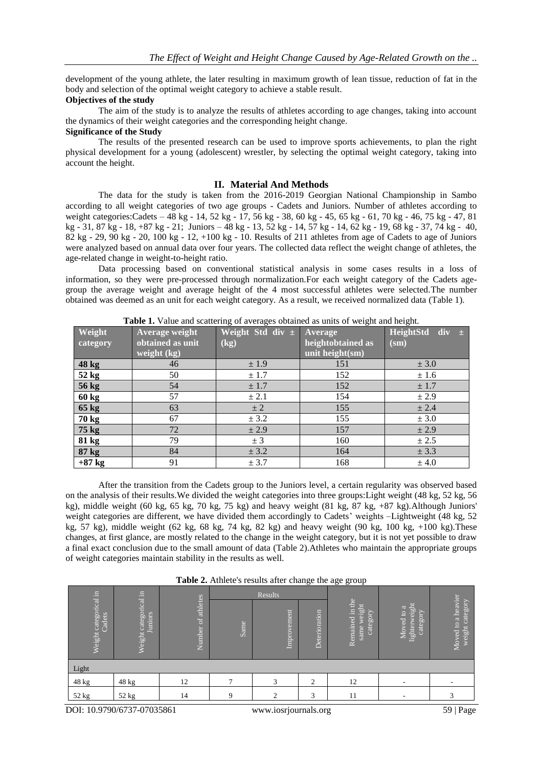development of the young athlete, the later resulting in maximum growth of lean tissue, reduction of fat in the body and selection of the optimal weight category to achieve a stable result.

**Objectives of the study**

The aim of the study is to analyze the results of athletes according to age changes, taking into account the dynamics of their weight categories and the corresponding height change.

**Significance of the Study**

The results of the presented research can be used to improve sports achievements, to plan the right physical development for a young (adolescent) wrestler, by selecting the optimal weight category, taking into account the height.

## II. Material And Methods

The data for the study is taken from the 2016-2019 Georgian National Championship in Sambo according to all weight categories of two age groups - Cadets and Juniors. Number of athletes according to weight categories:Cadets – 48 kg - 14, 52 kg - 17, 56 kg - 38, 60 kg - 45, 65 kg - 61, 70 kg - 46, 75 kg - 47, 81 kg - 31, 87 kg - 18, +87 kg - 21; Juniors – 48 kg - 13, 52 kg - 14, 57 kg - 14, 62 kg - 19, 68 kg - 37, 74 kg - 40, 82 kg - 29, 90 kg - 20, 100 kg - 12, +100 kg - 10. Results of 211 athletes from age of Cadets to age of Juniors were analyzed based on annual data over four years. The collected data reflect the weight change of athletes, the age-related change in weight-to-height ratio.

Data processing based on conventional statistical analysis in some cases results in a loss of information, so they were pre-processed through normalization.For each weight category of the Cadets age-group the average weight and average height of the 4 most successful athletes were selected.The number obtained was deemed as an unit for each weight category. As a result, we received normalized data (Table 1).

**Table 1.** Value and scattering of averages obtained as units of weight and height.

| Weight category | Average weight obtained as unit weight (kg) | Weight Std div ± (kg) | Average heightobtained as unit height(sm) | HeightStd div ± (sm) |
|---|---|---|---|---|
| **48 kg** | 46 | ± 1.9 | 151 | ± 3.0 |
| **52 kg** | 50 | ± 1.7 | 152 | ± 1.6 |
| **56 kg** | 54 | ± 1.7 | 152 | ± 1.7 |
| **60 kg** | 57 | ± 2.1 | 154 | ± 2.9 |
| **65 kg** | 63 | ± 2 | 155 | ± 2.4 |
| **70 kg** | 67 | ± 3.2 | 155 | ± 3.0 |
| **75 kg** | 72 | ± 2.9 | 157 | ± 2.9 |
| **81 kg** | 79 | ± 3 | 160 | ± 2.5 |
| **87 kg** | 84 | ± 3.2 | 164 | ± 3.3 |
| **+87 kg** | 91 | ± 3.7 | 168 | ± 4.0 |

After the transition from the Cadets group to the Juniors level, a certain regularity was observed based on the analysis of their results.We divided the weight categories into three groups:Light weight (48 kg, 52 kg, 56 kg), middle weight (60 kg, 65 kg, 70 kg, 75 kg) and heavy weight (81 kg, 87 kg, +87 kg).Although Juniors' weight categories are different, we have divided them accordingly to Cadets' weights –Lightweight (48 kg, 52 kg, 57 kg), middle weight (62 kg, 68 kg, 74 kg, 82 kg) and heavy weight (90 kg, 100 kg, +100 kg).These changes, at first glance, are mostly related to the change in the weight category, but it is not yet possible to draw a final exact conclusion due to the small amount of data (Table 2).Athletes who maintain the appropriate groups of weight categories maintain stability in the results as well.

**Table 2.** Athlete's results after change the age group

| Weight categorical in Cadets | Weight categorical in Juniors | Number of athletes | Results | | | Remained in the same weight category | Moved to a lighterweight category | Moved to a heavier weight category |
|---|---|---|---|---|---|---|---|---|
| | | | Same | Improvement | Deterioration | | | |
| Light | | | | | | | | |
| 48 kg | 48 kg | 12 | 7 | 3 | 2 | 12 | - | - |
| 52 kg | 52 kg | 14 | 9 | 2 | 3 | 11 | - | 3 |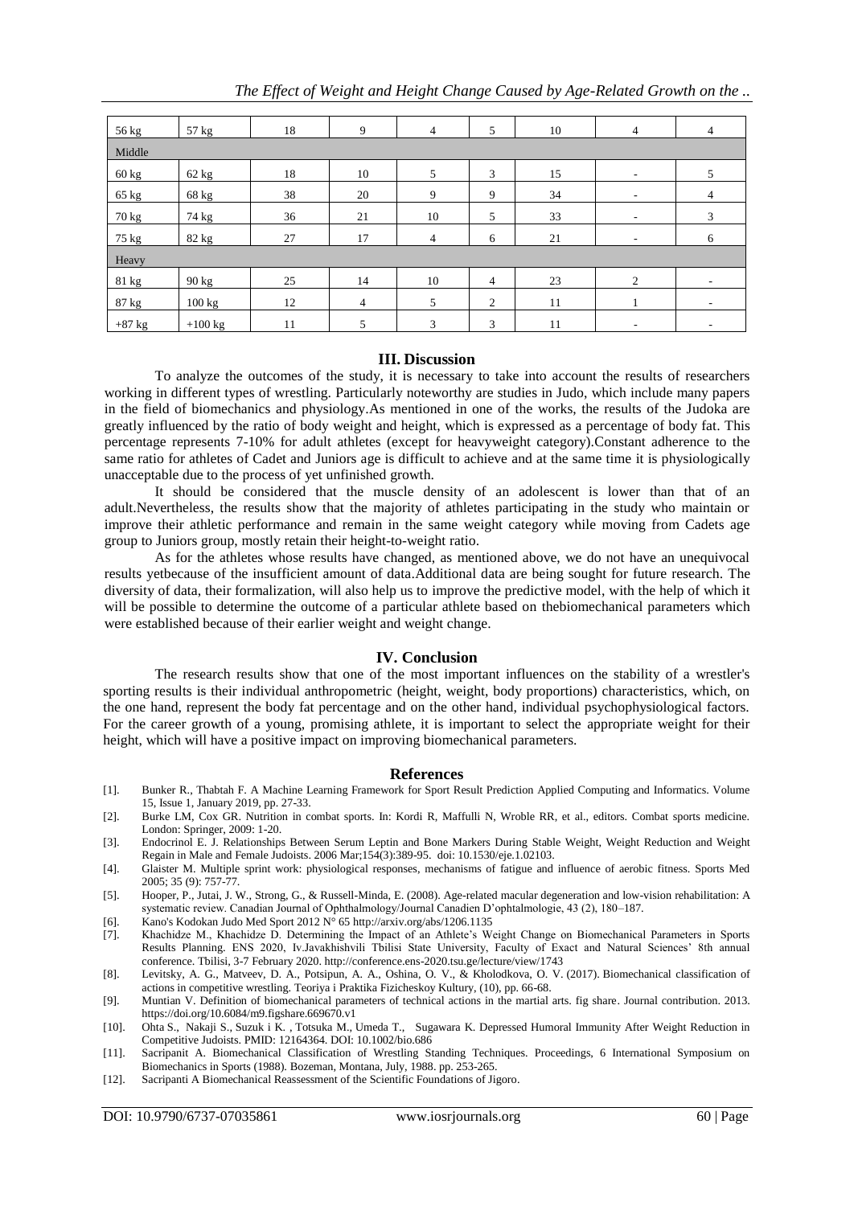| 56 kg | 57 kg | 18 | 9 | 4 | 5 | 10 | 4 | 4 |
|---|---|---|---|---|---|---|---|---|
| Middle | | | | | | | | |
| 60 kg | 62 kg | 18 | 10 | 5 | 3 | 15 | - | 5 |
| 65 kg | 68 kg | 38 | 20 | 9 | 9 | 34 | - | 4 |
| 70 kg | 74 kg | 36 | 21 | 10 | 5 | 33 | - | 3 |
| 75 kg | 82 kg | 27 | 17 | 4 | 6 | 21 | - | 6 |
| Heavy | | | | | | | | |
| 81 kg | 90 kg | 25 | 14 | 10 | 4 | 23 | 2 | - |
| 87 kg | 100 kg | 12 | 4 | 5 | 2 | 11 | 1 | - |
| +87 kg | +100 kg | 11 | 5 | 3 | 3 | 11 | - | - |

## III. Discussion

To analyze the outcomes of the study, it is necessary to take into account the results of researchers working in different types of wrestling. Particularly noteworthy are studies in Judo, which include many papers in the field of biomechanics and physiology.As mentioned in one of the works, the results of the Judoka are greatly influenced by the ratio of body weight and height, which is expressed as a percentage of body fat. This percentage represents 7-10% for adult athletes (except for heavyweight category).Constant adherence to the same ratio for athletes of Cadet and Juniors age is difficult to achieve and at the same time it is physiologically unacceptable due to the process of yet unfinished growth.

It should be considered that the muscle density of an adolescent is lower than that of an adult.Nevertheless, the results show that the majority of athletes participating in the study who maintain or improve their athletic performance and remain in the same weight category while moving from Cadets age group to Juniors group, mostly retain their height-to-weight ratio.

As for the athletes whose results have changed, as mentioned above, we do not have an unequivocal results yetbecause of the insufficient amount of data.Additional data are being sought for future research. The diversity of data, their formalization, will also help us to improve the predictive model, with the help of which it will be possible to determine the outcome of a particular athlete based on thebiomechanical parameters which were established because of their earlier weight and weight change.

## IV. Conclusion

The research results show that one of the most important influences on the stability of a wrestler's sporting results is their individual anthropometric (height, weight, body proportions) characteristics, which, on the one hand, represent the body fat percentage and on the other hand, individual psychophysiological factors. For the career growth of a young, promising athlete, it is important to select the appropriate weight for their height, which will have a positive impact on improving biomechanical parameters.

## References

[1]. Bunker R., Thabtah F. A Machine Learning Framework for Sport Result Prediction Applied Computing and Informatics. Volume 15, Issue 1, January 2019, pp. 27-33.

[2]. Burke LM, Cox GR. Nutrition in combat sports. In: Kordi R, Maffulli N, Wroble RR, et al., editors. Combat sports medicine. London: Springer, 2009: 1-20.

[3]. Endocrinol E. J. Relationships Between Serum Leptin and Bone Markers During Stable Weight, Weight Reduction and Weight Regain in Male and Female Judoists. 2006 Mar;154(3):389-95. doi: 10.1530/eje.1.02103.

[4]. Glaister M. Multiple sprint work: physiological responses, mechanisms of fatigue and influence of aerobic fitness. Sports Med 2005; 35 (9): 757-77.

[5]. Hooper, P., Jutai, J. W., Strong, G., & Russell-Minda, E. (2008). Age-related macular degeneration and low-vision rehabilitation: A systematic review. Canadian Journal of Ophthalmology/Journal Canadien D'ophtalmologie, 43 (2), 180–187.

[6]. Kano's Kodokan Judo Med Sport 2012 N° 65 http://arxiv.org/abs/1206.1135

[7]. Khachidze M., Khachidze D. Determining the Impact of an Athlete's Weight Change on Biomechanical Parameters in Sports Results Planning. ENS 2020, Iv.Javakhishvili Tbilisi State University, Faculty of Exact and Natural Sciences' 8th annual conference. Tbilisi, 3-7 February 2020. http://conference.ens-2020.tsu.ge/lecture/view/1743

[8]. Levitsky, A. G., Matveev, D. A., Potsipun, A. A., Oshina, O. V., & Kholodkova, O. V. (2017). Biomechanical classification of actions in competitive wrestling. Teoriya i Praktika Fizicheskoy Kultury, (10), pp. 66-68.

[9]. Muntian V. Definition of biomechanical parameters of technical actions in the martial arts. fig share. Journal contribution. 2013. https://doi.org/10.6084/m9.figshare.669670.v1

[10]. Ohta S., Nakaji S., Suzuk i K. , Totsuka M., Umeda T., Sugawara K. Depressed Humoral Immunity After Weight Reduction in Competitive Judoists. PMID: 12164364. DOI: 10.1002/bio.686

[11]. Sacripanit A. Biomechanical Classification of Wrestling Standing Techniques. Proceedings, 6 International Symposium on Biomechanics in Sports (1988). Bozeman, Montana, July, 1988. pp. 253-265.

[12]. Sacripanti A Biomechanical Reassessment of the Scientific Foundations of Jigoro.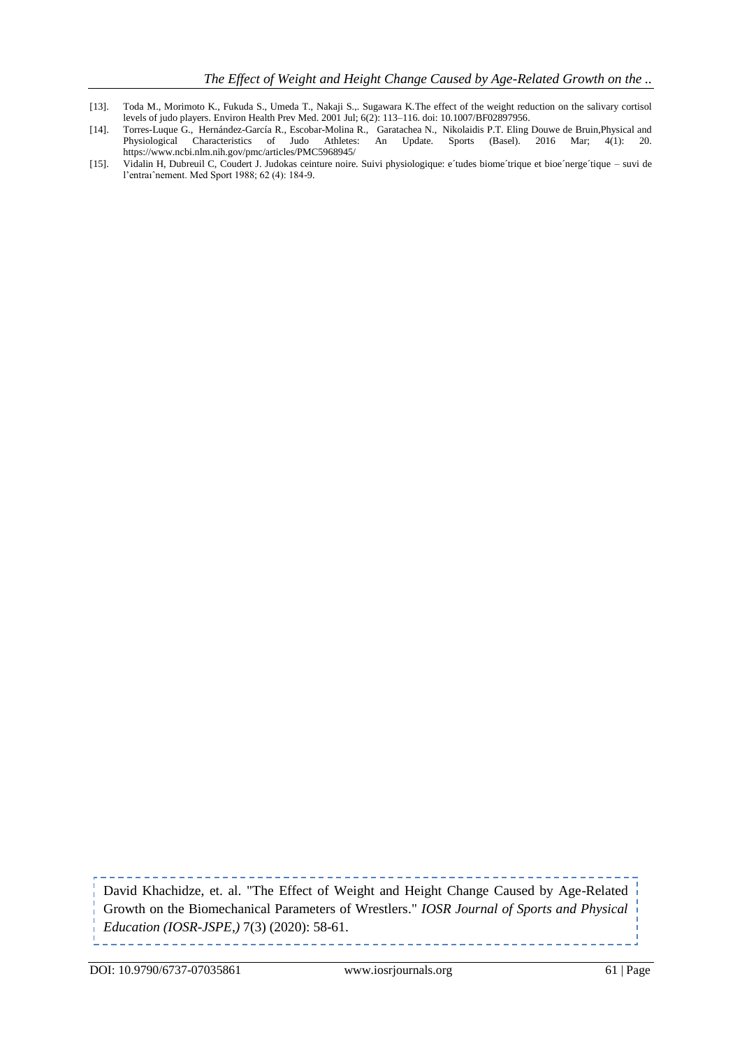[13]. Toda M., Morimoto K., Fukuda S., Umeda T., Nakaji S.,. Sugawara K.The effect of the weight reduction on the salivary cortisol levels of judo players. Environ Health Prev Med. 2001 Jul; 6(2): 113–116. doi: 10.1007/BF02897956.

[14]. Torres-Luque G., Hernández-García R., Escobar-Molina R., Garatachea N., Nikolaidis P.T. Eling Douwe de Bruin,Physical and Physiological Characteristics of Judo Athletes: An Update. Sports (Basel). 2016 Mar; 4(1): 20. https://www.ncbi.nlm.nih.gov/pmc/articles/PMC5968945/

[15]. Vidalin H, Dubreuil C, Coudert J. Judokas ceinture noire. Suivi physiologique: e´tudes biome´trique et bioe´nerge´tique – suvi de l'entraıˆnement. Med Sport 1988; 62 (4): 184-9.

David Khachidze, et. al. "The Effect of Weight and Height Change Caused by Age-Related Growth on the Biomechanical Parameters of Wrestlers." *IOSR Journal of Sports and Physical Education (IOSR-JSPE,)* 7(3) (2020): 58-61.